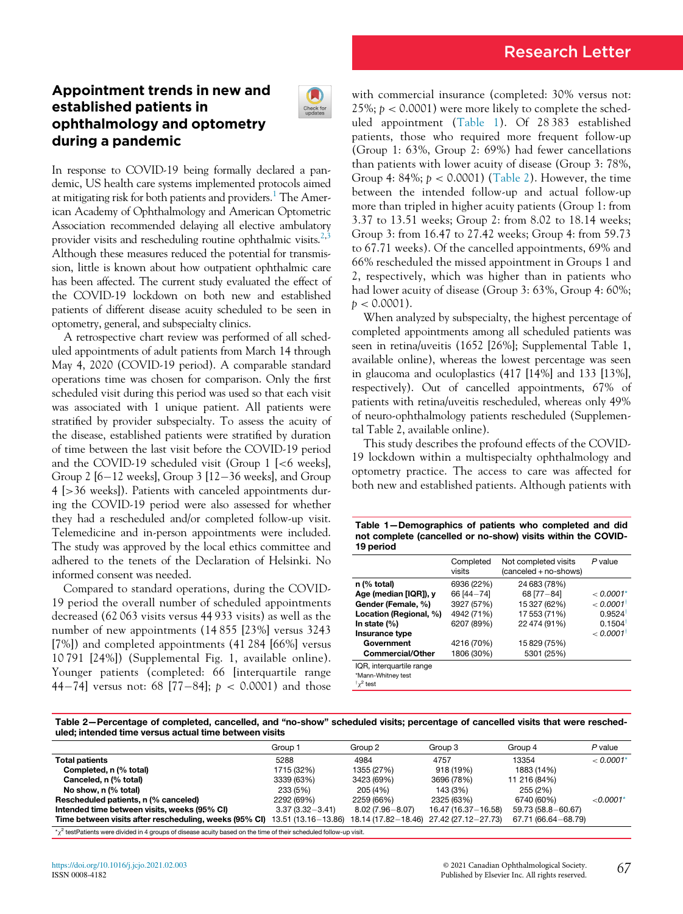Research Letter

# Appointment trends in new and established patients in ophthalmology and optometry during a pandemic

In response to COVID-19 being formally declared a pandemic, US health care systems implemented protocols aimed at mitigating risk for both patients and providers.[1] The American Academy of Ophthalmology and American Optometric Association recommended delaying all elective ambulatory provider visits and rescheduling routine ophthalmic visits.[2,3] Although these measures reduced the potential for transmission, little is known about how outpatient ophthalmic care has been affected. The current study evaluated the effect of the COVID-19 lockdown on both new and established patients of different disease acuity scheduled to be seen in optometry, general, and subspecialty clinics.

A retrospective chart review was performed of all scheduled appointments of adult patients from March 14 through May 4, 2020 (COVID-19 period). A comparable standard operations time was chosen for comparison. Only the first scheduled visit during this period was used so that each visit was associated with 1 unique patient. All patients were stratified by provider subspecialty. To assess the acuity of the disease, established patients were stratified by duration of time between the last visit before the COVID-19 period and the COVID-19 scheduled visit (Group 1 [<6 weeks], Group 2 [6−12 weeks], Group 3 [12−36 weeks], and Group 4 [>36 weeks]). Patients with canceled appointments during the COVID-19 period were also assessed for whether they had a rescheduled and/or completed follow-up visit. Telemedicine and in-person appointments were included. The study was approved by the local ethics committee and adhered to the tenets of the Declaration of Helsinki. No informed consent was needed.

Compared to standard operations, during the COVID-19 period the overall number of scheduled appointments decreased (62 063 visits versus 44 933 visits) as well as the number of new appointments (14 855 [23%] versus 3243 [7%]) and completed appointments (41 284 [66%] versus 10 791 [24%]) (Supplemental Fig. 1, available online). Younger patients (completed: 66 [interquartile range 44−74] versus not: 68 [77−84]; $p < 0.0001$) and those with commercial insurance (completed: 30% versus not: 25%; $p < 0.0001$) were more likely to complete the scheduled appointment (Table 1). Of 28 383 established patients, those who required more frequent follow-up (Group 1: 63%, Group 2: 69%) had fewer cancellations than patients with lower acuity of disease (Group 3: 78%, Group 4: 84%; $p < 0.0001$) (Table 2). However, the time between the intended follow-up and actual follow-up more than tripled in higher acuity patients (Group 1: from 3.37 to 13.51 weeks; Group 2: from 8.02 to 18.14 weeks; Group 3: from 16.47 to 27.42 weeks; Group 4: from 59.73 to 67.71 weeks). Of the cancelled appointments, 69% and 66% rescheduled the missed appointment in Groups 1 and 2, respectively, which was higher than in patients who had lower acuity of disease (Group 3: 63%, Group 4: 60%; $p < 0.0001$).

When analyzed by subspecialty, the highest percentage of completed appointments among all scheduled patients was seen in retina/uveitis (1652 [26%]; Supplemental Table 1, available online), whereas the lowest percentage was seen in glaucoma and oculoplastics (417 [14%] and 133 [13%], respectively). Out of cancelled appointments, 67% of patients with retina/uveitis rescheduled, whereas only 49% of neuro-ophthalmology patients rescheduled (Supplemental Table 2, available online).

This study describes the profound effects of the COVID-19 lockdown within a multispecialty ophthalmology and optometry practice. The access to care was affected for both new and established patients. Although patients with

**Table 1—Demographics of patients who completed and did not complete (cancelled or no-show) visits within the COVID-19 period**

| | Completed visits | Not completed visits (canceled + no-shows) | P value |
|---|---|---|---|
| **n (% total)** | 6936 (22%) | 24 683 (78%) | |
| **Age (median [IQR]), y** | 66 [44−74] | 68 [77−84] | *< 0.0001*\* |
| **Gender (Female, %)** | 3927 (57%) | 15 327 (62%) | *< 0.0001*† |
| **Location (Regional, %)** | 4942 (71%) | 17 553 (71%) | 0.9524† |
| **In state (%)** | 6207 (89%) | 22 474 (91%) | 0.1504† |
| **Insurance type** | | | *< 0.0001*† |
| Government | 4216 (70%) | 15 829 (75%) | |
| Commercial/Other | 1806 (30%) | 5301 (25%) | |

IQR, interquartile range
\*Mann-Whitney test
†$\chi^2$ test

**Table 2—Percentage of completed, cancelled, and "no-show" scheduled visits; percentage of cancelled visits that were rescheduled; intended time versus actual time between visits**

| | Group 1 | Group 2 | Group 3 | Group 4 | P value |
|---|---|---|---|---|---|
| **Total patients** | 5288 | 4984 | 4757 | 13354 | *< 0.0001*\* |
| **Completed, n (% total)** | 1715 (32%) | 1355 (27%) | 918 (19%) | 1883 (14%) | |
| **Canceled, n (% total)** | 3339 (63%) | 3423 (69%) | 3696 (78%) | 11 216 (84%) | |
| **No show, n (% total)** | 233 (5%) | 205 (4%) | 143 (3%) | 255 (2%) | |
| **Rescheduled patients, n (% canceled)** | 2292 (69%) | 2259 (66%) | 2325 (63%) | 6740 (60%) | *<0.0001*\* |
| **Intended time between visits, weeks (95% CI)** | 3.37 (3.32−3.41) | 8.02 (7.96−8.07) | 16.47 (16.37−16.58) | 59.73 (58.8−60.67) | |
| **Time between visits after rescheduling, weeks (95% CI)** | 13.51 (13.16−13.86) | 18.14 (17.82−18.46) | 27.42 (27.12−27.73) | 67.71 (66.64−68.79) | |

\*$\chi^2$ testPatients were divided in 4 groups of disease acuity based on the time of their scheduled follow-up visit.

https://doi.org/10.1016/j.jcjo.2021.02.003
ISSN 0008-4182

© 2021 Canadian Ophthalmological Society. Published by Elsevier Inc. All rights reserved.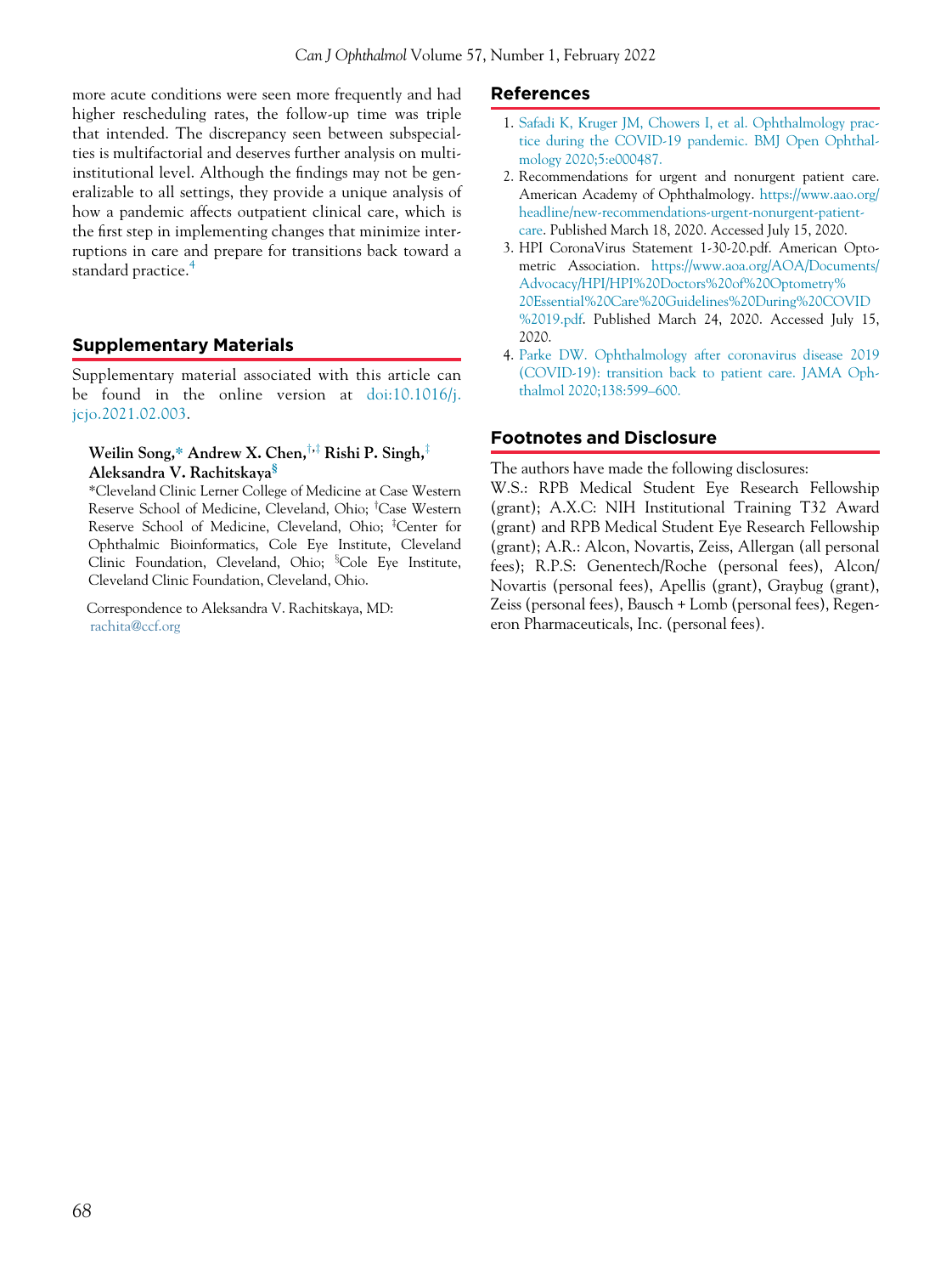more acute conditions were seen more frequently and had higher rescheduling rates, the follow-up time was triple that intended. The discrepancy seen between subspecialties is multifactorial and deserves further analysis on multi-institutional level. Although the findings may not be generalizable to all settings, they provide a unique analysis of how a pandemic affects outpatient clinical care, which is the first step in implementing changes that minimize interruptions in care and prepare for transitions back toward a standard practice.[4]

## Supplementary Materials

Supplementary material associated with this article can be found in the online version at doi:10.1016/j.jcjo.2021.02.003.

**Weilin Song,[*] Andrew X. Chen,[†,‡] Rishi P. Singh,[‡] Aleksandra V. Rachitskaya[§]**

*Cleveland Clinic Lerner College of Medicine at Case Western Reserve School of Medicine, Cleveland, Ohio; †Case Western Reserve School of Medicine, Cleveland, Ohio; ‡Center for Ophthalmic Bioinformatics, Cole Eye Institute, Cleveland Clinic Foundation, Cleveland, Ohio; §Cole Eye Institute, Cleveland Clinic Foundation, Cleveland, Ohio.

Correspondence to Aleksandra V. Rachitskaya, MD: rachita@ccf.org

## References

1. Safadi K, Kruger JM, Chowers I, et al. Ophthalmology practice during the COVID-19 pandemic. BMJ Open Ophthalmology 2020;5:e000487.
2. Recommendations for urgent and nonurgent patient care. American Academy of Ophthalmology. https://www.aao.org/headline/new-recommendations-urgent-nonurgent-patient-care. Published March 18, 2020. Accessed July 15, 2020.
3. HPI CoronaVirus Statement 1-30-20.pdf. American Optometric Association. https://www.aoa.org/AOA/Documents/Advocacy/HPI/HPI%20Doctors%20of%20Optometry%20Essential%20Care%20Guidelines%20During%20COVID%2019.pdf. Published March 24, 2020. Accessed July 15, 2020.
4. Parke DW. Ophthalmology after coronavirus disease 2019 (COVID-19): transition back to patient care. JAMA Ophthalmol 2020;138:599–600.

## Footnotes and Disclosure

The authors have made the following disclosures:
W.S.: RPB Medical Student Eye Research Fellowship (grant); A.X.C: NIH Institutional Training T32 Award (grant) and RPB Medical Student Eye Research Fellowship (grant); A.R.: Alcon, Novartis, Zeiss, Allergan (all personal fees); R.P.S: Genentech/Roche (personal fees), Alcon/Novartis (personal fees), Apellis (grant), Graybug (grant), Zeiss (personal fees), Bausch + Lomb (personal fees), Regeneron Pharmaceuticals, Inc. (personal fees).